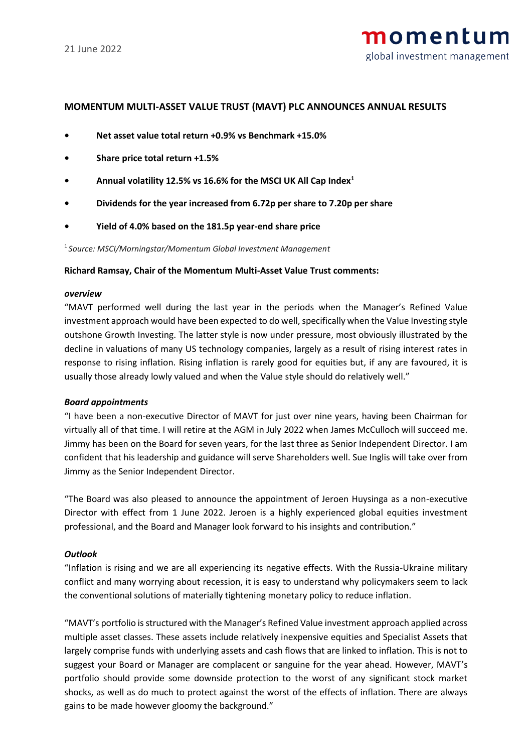21 June 2022

momentum
global investment management

## MOMENTUM MULTI-ASSET VALUE TRUST (MAVT) PLC ANNOUNCES ANNUAL RESULTS

- **Net asset value total return +0.9% vs Benchmark +15.0%**
- **Share price total return +1.5%**
- **Annual volatility 12.5% vs 16.6% for the MSCI UK All Cap Index[1]**
- **Dividends for the year increased from 6.72p per share to 7.20p per share**
- **Yield of 4.0% based on the 181.5p year-end share price**

[1] *Source: MSCI/Morningstar/Momentum Global Investment Management*

**Richard Ramsay, Chair of the Momentum Multi-Asset Value Trust comments:**

***overview***

"MAVT performed well during the last year in the periods when the Manager's Refined Value investment approach would have been expected to do well, specifically when the Value Investing style outshone Growth Investing. The latter style is now under pressure, most obviously illustrated by the decline in valuations of many US technology companies, largely as a result of rising interest rates in response to rising inflation. Rising inflation is rarely good for equities but, if any are favoured, it is usually those already lowly valued and when the Value style should do relatively well."

***Board appointments***

"I have been a non-executive Director of MAVT for just over nine years, having been Chairman for virtually all of that time. I will retire at the AGM in July 2022 when James McCulloch will succeed me. Jimmy has been on the Board for seven years, for the last three as Senior Independent Director. I am confident that his leadership and guidance will serve Shareholders well. Sue Inglis will take over from Jimmy as the Senior Independent Director.

"The Board was also pleased to announce the appointment of Jeroen Huysinga as a non-executive Director with effect from 1 June 2022. Jeroen is a highly experienced global equities investment professional, and the Board and Manager look forward to his insights and contribution."

***Outlook***

"Inflation is rising and we are all experiencing its negative effects. With the Russia-Ukraine military conflict and many worrying about recession, it is easy to understand why policymakers seem to lack the conventional solutions of materially tightening monetary policy to reduce inflation.

"MAVT's portfolio is structured with the Manager's Refined Value investment approach applied across multiple asset classes. These assets include relatively inexpensive equities and Specialist Assets that largely comprise funds with underlying assets and cash flows that are linked to inflation. This is not to suggest your Board or Manager are complacent or sanguine for the year ahead. However, MAVT's portfolio should provide some downside protection to the worst of any significant stock market shocks, as well as do much to protect against the worst of the effects of inflation. There are always gains to be made however gloomy the background."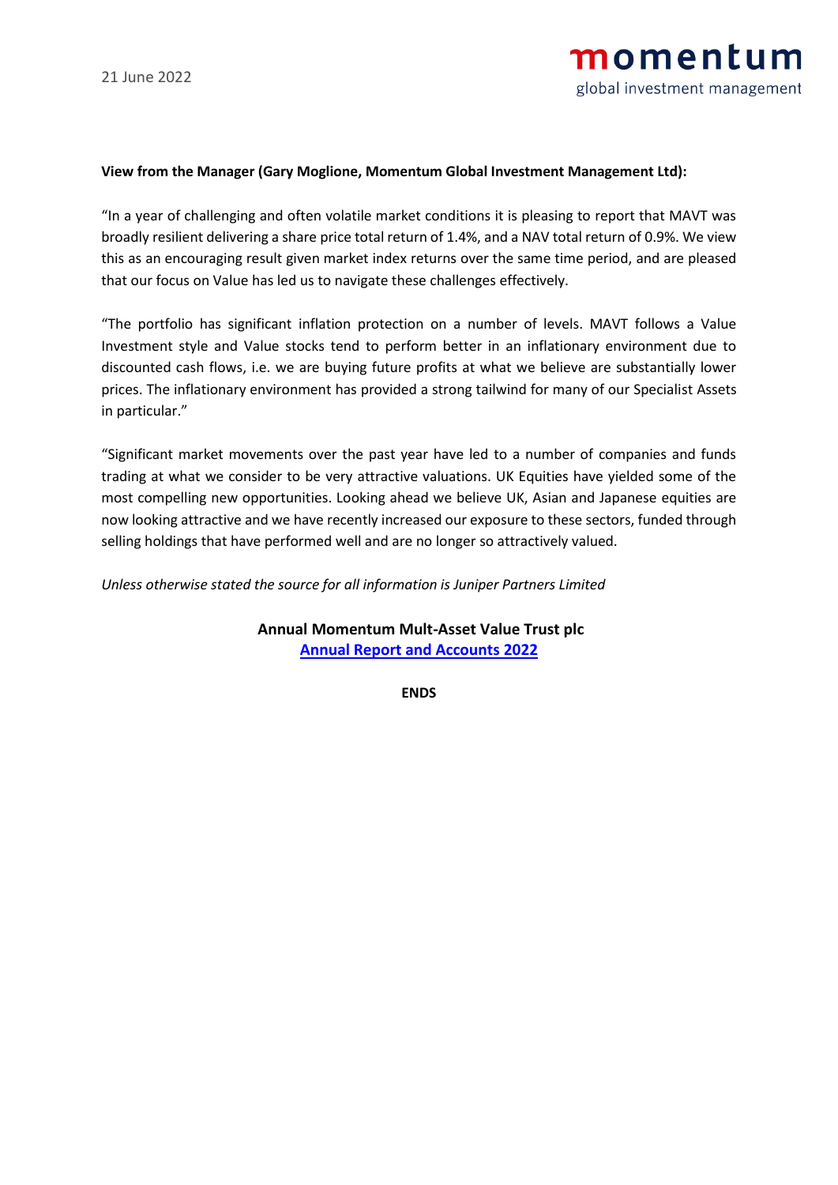21 June 2022

**View from the Manager (Gary Moglione, Momentum Global Investment Management Ltd):**

"In a year of challenging and often volatile market conditions it is pleasing to report that MAVT was broadly resilient delivering a share price total return of 1.4%, and a NAV total return of 0.9%. We view this as an encouraging result given market index returns over the same time period, and are pleased that our focus on Value has led us to navigate these challenges effectively.

"The portfolio has significant inflation protection on a number of levels. MAVT follows a Value Investment style and Value stocks tend to perform better in an inflationary environment due to discounted cash flows, i.e. we are buying future profits at what we believe are substantially lower prices. The inflationary environment has provided a strong tailwind for many of our Specialist Assets in particular."

"Significant market movements over the past year have led to a number of companies and funds trading at what we consider to be very attractive valuations. UK Equities have yielded some of the most compelling new opportunities. Looking ahead we believe UK, Asian and Japanese equities are now looking attractive and we have recently increased our exposure to these sectors, funded through selling holdings that have performed well and are no longer so attractively valued.

*Unless otherwise stated the source for all information is Juniper Partners Limited*

**Annual Momentum Mult-Asset Value Trust plc**
**Annual Report and Accounts 2022**

**ENDS**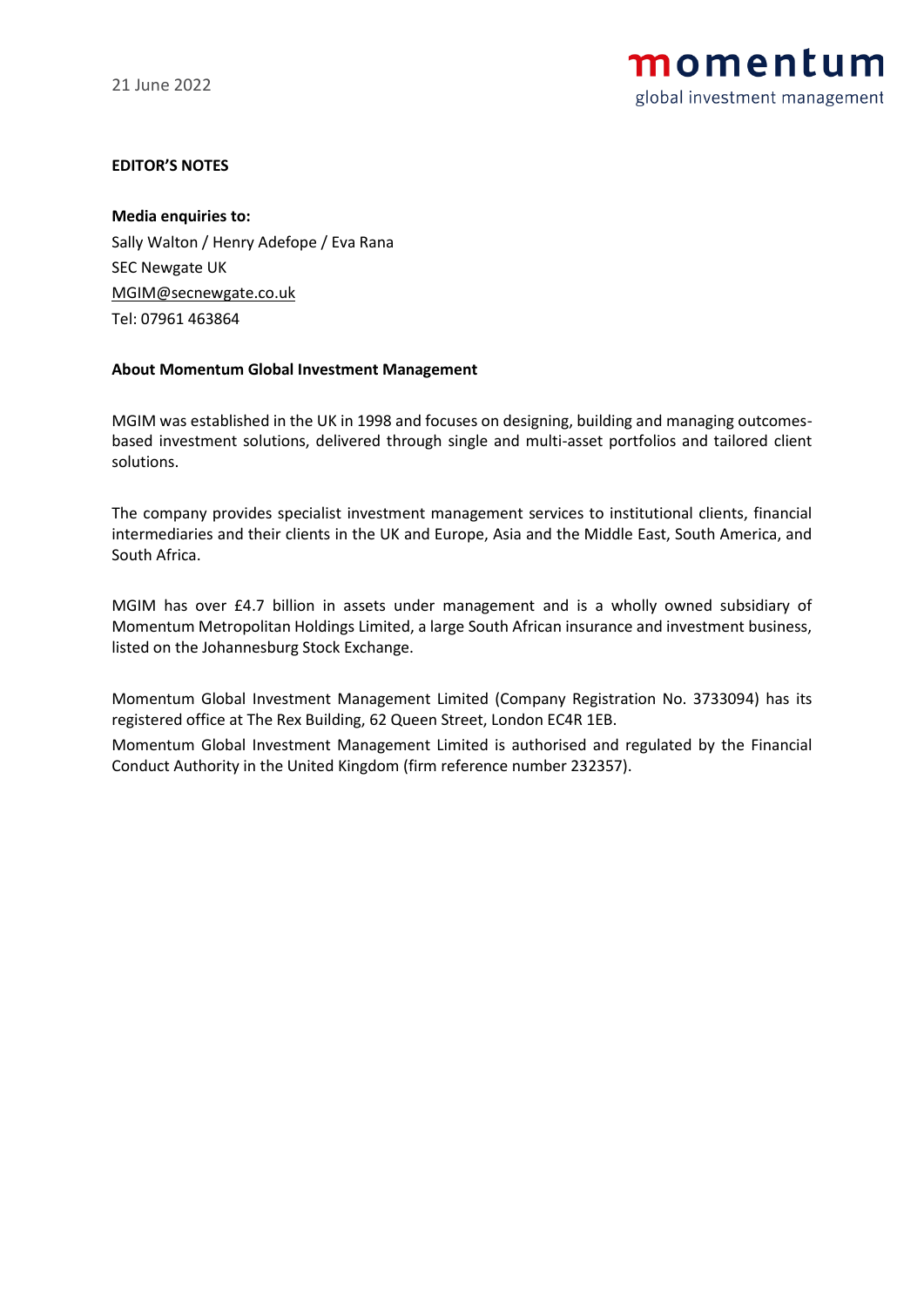21 June 2022

**EDITOR'S NOTES**

**Media enquiries to:**
Sally Walton / Henry Adefope / Eva Rana
SEC Newgate UK
MGIM@secnewgate.co.uk
Tel: 07961 463864

**About Momentum Global Investment Management**

MGIM was established in the UK in 1998 and focuses on designing, building and managing outcomes-based investment solutions, delivered through single and multi-asset portfolios and tailored client solutions.

The company provides specialist investment management services to institutional clients, financial intermediaries and their clients in the UK and Europe, Asia and the Middle East, South America, and South Africa.

MGIM has over £4.7 billion in assets under management and is a wholly owned subsidiary of Momentum Metropolitan Holdings Limited, a large South African insurance and investment business, listed on the Johannesburg Stock Exchange.

Momentum Global Investment Management Limited (Company Registration No. 3733094) has its registered office at The Rex Building, 62 Queen Street, London EC4R 1EB.

Momentum Global Investment Management Limited is authorised and regulated by the Financial Conduct Authority in the United Kingdom (firm reference number 232357).